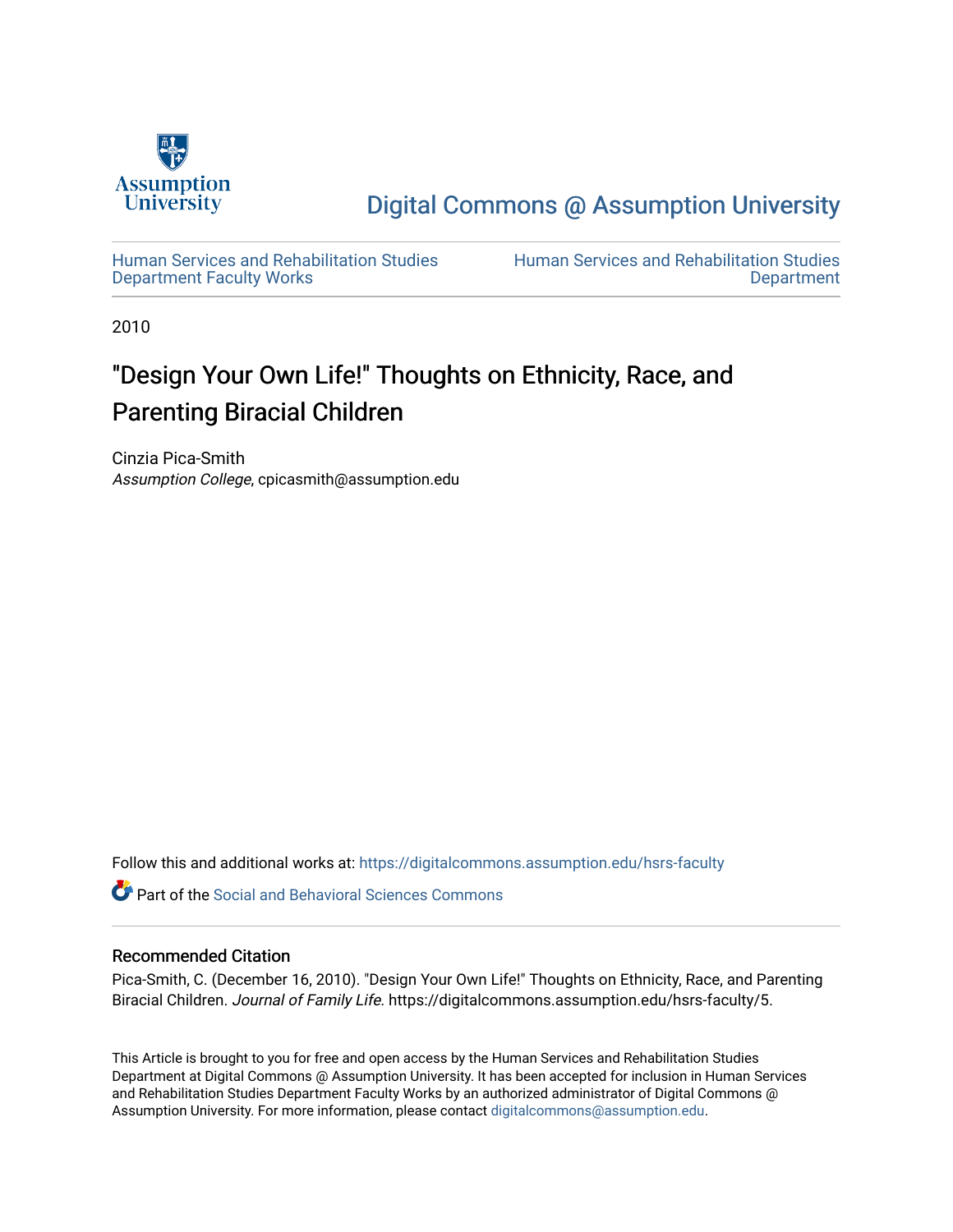Assumption University

Digital Commons @ Assumption University

Human Services and Rehabilitation Studies Department Faculty Works

Human Services and Rehabilitation Studies Department

2010

# "Design Your Own Life!" Thoughts on Ethnicity, Race, and Parenting Biracial Children

Cinzia Pica-Smith
*Assumption College*, cpicasmith@assumption.edu

Follow this and additional works at: https://digitalcommons.assumption.edu/hsrs-faculty

Part of the Social and Behavioral Sciences Commons

## Recommended Citation

Pica-Smith, C. (December 16, 2010). "Design Your Own Life!" Thoughts on Ethnicity, Race, and Parenting Biracial Children. *Journal of Family Life*. https://digitalcommons.assumption.edu/hsrs-faculty/5.

This Article is brought to you for free and open access by the Human Services and Rehabilitation Studies Department at Digital Commons @ Assumption University. It has been accepted for inclusion in Human Services and Rehabilitation Studies Department Faculty Works by an authorized administrator of Digital Commons @ Assumption University. For more information, please contact digitalcommons@assumption.edu.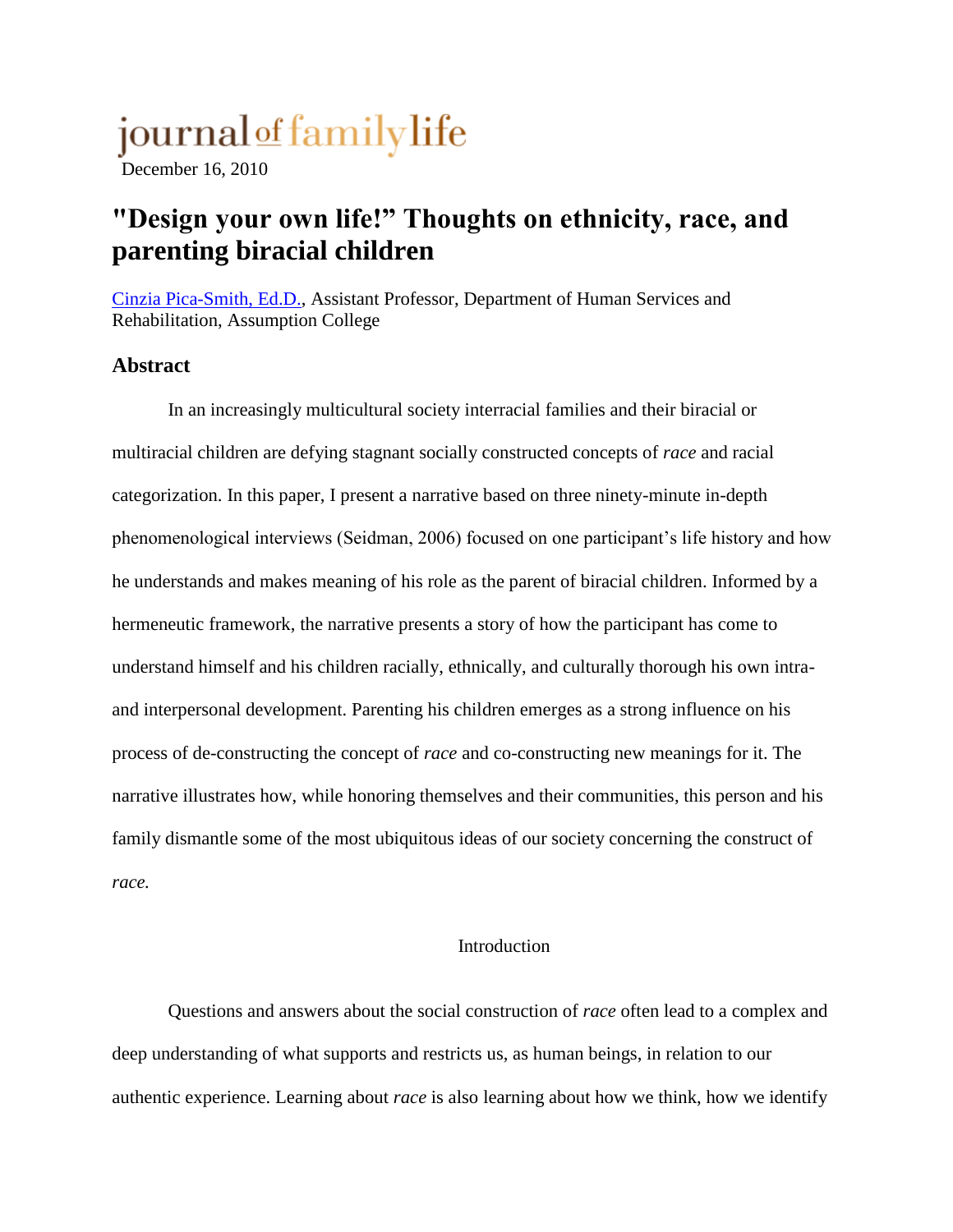journal of family life

December 16, 2010

# "Design your own life!" Thoughts on ethnicity, race, and parenting biracial children

[Cinzia Pica-Smith, Ed.D.](), Assistant Professor, Department of Human Services and Rehabilitation, Assumption College

## Abstract

In an increasingly multicultural society interracial families and their biracial or multiracial children are defying stagnant socially constructed concepts of *race* and racial categorization. In this paper, I present a narrative based on three ninety-minute in-depth phenomenological interviews (Seidman, 2006) focused on one participant's life history and how he understands and makes meaning of his role as the parent of biracial children. Informed by a hermeneutic framework, the narrative presents a story of how the participant has come to understand himself and his children racially, ethnically, and culturally thorough his own intra- and interpersonal development. Parenting his children emerges as a strong influence on his process of de-constructing the concept of *race* and co-constructing new meanings for it. The narrative illustrates how, while honoring themselves and their communities, this person and his family dismantle some of the most ubiquitous ideas of our society concerning the construct of *race.*

## Introduction

Questions and answers about the social construction of *race* often lead to a complex and deep understanding of what supports and restricts us, as human beings, in relation to our authentic experience. Learning about *race* is also learning about how we think, how we identify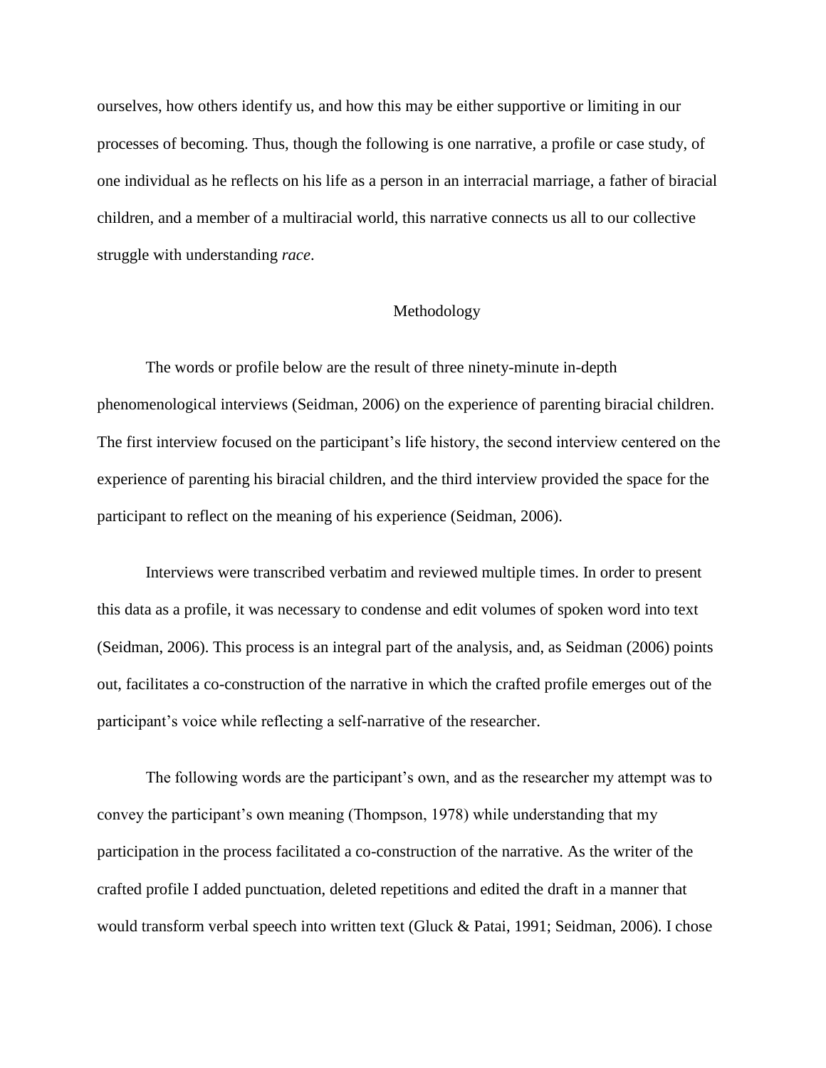ourselves, how others identify us, and how this may be either supportive or limiting in our processes of becoming. Thus, though the following is one narrative, a profile or case study, of one individual as he reflects on his life as a person in an interracial marriage, a father of biracial children, and a member of a multiracial world, this narrative connects us all to our collective struggle with understanding *race*.

## Methodology

The words or profile below are the result of three ninety-minute in-depth phenomenological interviews (Seidman, 2006) on the experience of parenting biracial children. The first interview focused on the participant's life history, the second interview centered on the experience of parenting his biracial children, and the third interview provided the space for the participant to reflect on the meaning of his experience (Seidman, 2006).

Interviews were transcribed verbatim and reviewed multiple times. In order to present this data as a profile, it was necessary to condense and edit volumes of spoken word into text (Seidman, 2006). This process is an integral part of the analysis, and, as Seidman (2006) points out, facilitates a co-construction of the narrative in which the crafted profile emerges out of the participant's voice while reflecting a self-narrative of the researcher.

The following words are the participant's own, and as the researcher my attempt was to convey the participant's own meaning (Thompson, 1978) while understanding that my participation in the process facilitated a co-construction of the narrative. As the writer of the crafted profile I added punctuation, deleted repetitions and edited the draft in a manner that would transform verbal speech into written text (Gluck & Patai, 1991; Seidman, 2006). I chose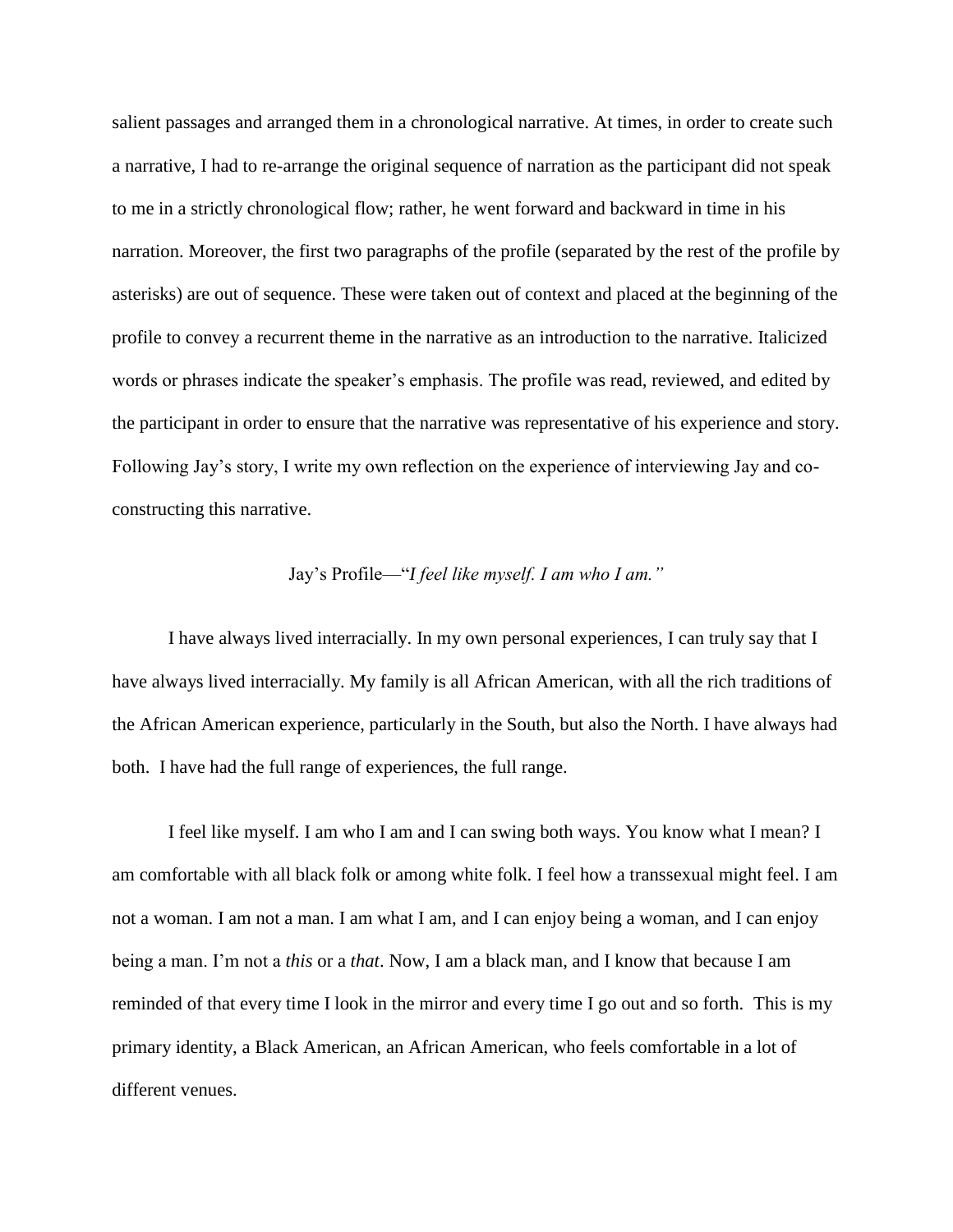salient passages and arranged them in a chronological narrative. At times, in order to create such a narrative, I had to re-arrange the original sequence of narration as the participant did not speak to me in a strictly chronological flow; rather, he went forward and backward in time in his narration. Moreover, the first two paragraphs of the profile (separated by the rest of the profile by asterisks) are out of sequence. These were taken out of context and placed at the beginning of the profile to convey a recurrent theme in the narrative as an introduction to the narrative. Italicized words or phrases indicate the speaker's emphasis. The profile was read, reviewed, and edited by the participant in order to ensure that the narrative was representative of his experience and story. Following Jay's story, I write my own reflection on the experience of interviewing Jay and co-constructing this narrative.

## Jay's Profile—"*I feel like myself. I am who I am.*"

I have always lived interracially. In my own personal experiences, I can truly say that I have always lived interracially. My family is all African American, with all the rich traditions of the African American experience, particularly in the South, but also the North. I have always had both. I have had the full range of experiences, the full range.

I feel like myself. I am who I am and I can swing both ways. You know what I mean? I am comfortable with all black folk or among white folk. I feel how a transsexual might feel. I am not a woman. I am not a man. I am what I am, and I can enjoy being a woman, and I can enjoy being a man. I'm not a *this* or a *that*. Now, I am a black man, and I know that because I am reminded of that every time I look in the mirror and every time I go out and so forth. This is my primary identity, a Black American, an African American, who feels comfortable in a lot of different venues.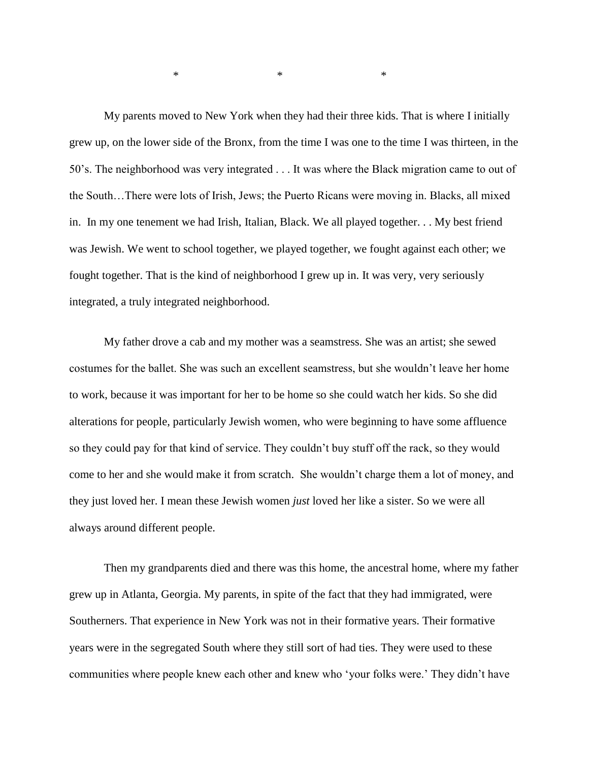\*                    \*                    \*

My parents moved to New York when they had their three kids. That is where I initially grew up, on the lower side of the Bronx, from the time I was one to the time I was thirteen, in the 50's. The neighborhood was very integrated . . . It was where the Black migration came to out of the South…There were lots of Irish, Jews; the Puerto Ricans were moving in. Blacks, all mixed in. In my one tenement we had Irish, Italian, Black. We all played together. . . My best friend was Jewish. We went to school together, we played together, we fought against each other; we fought together. That is the kind of neighborhood I grew up in. It was very, very seriously integrated, a truly integrated neighborhood.

My father drove a cab and my mother was a seamstress. She was an artist; she sewed costumes for the ballet. She was such an excellent seamstress, but she wouldn't leave her home to work, because it was important for her to be home so she could watch her kids. So she did alterations for people, particularly Jewish women, who were beginning to have some affluence so they could pay for that kind of service. They couldn't buy stuff off the rack, so they would come to her and she would make it from scratch. She wouldn't charge them a lot of money, and they just loved her. I mean these Jewish women *just* loved her like a sister. So we were all always around different people.

Then my grandparents died and there was this home, the ancestral home, where my father grew up in Atlanta, Georgia. My parents, in spite of the fact that they had immigrated, were Southerners. That experience in New York was not in their formative years. Their formative years were in the segregated South where they still sort of had ties. They were used to these communities where people knew each other and knew who 'your folks were.' They didn't have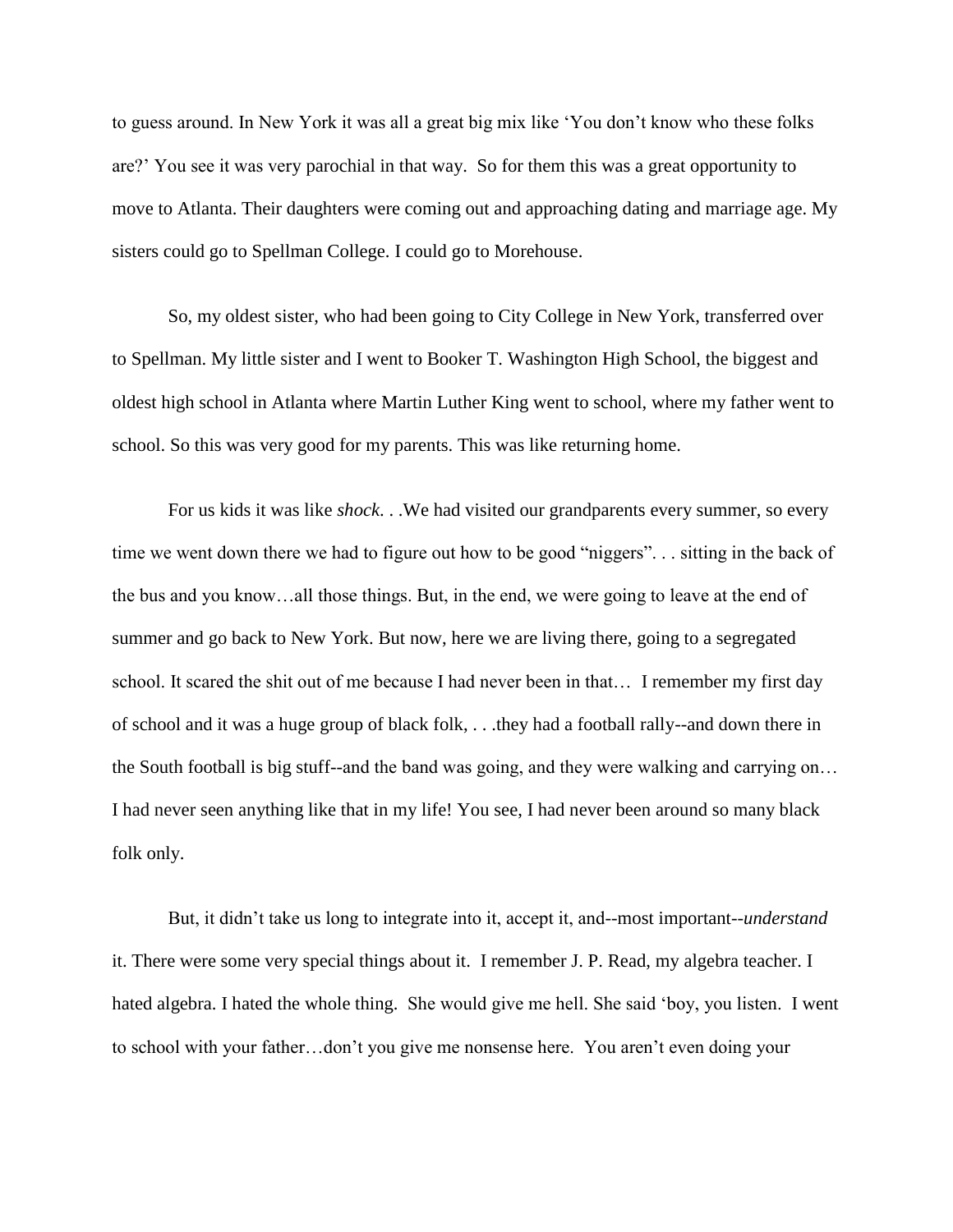to guess around. In New York it was all a great big mix like 'You don't know who these folks are?' You see it was very parochial in that way. So for them this was a great opportunity to move to Atlanta. Their daughters were coming out and approaching dating and marriage age. My sisters could go to Spellman College. I could go to Morehouse.

So, my oldest sister, who had been going to City College in New York, transferred over to Spellman. My little sister and I went to Booker T. Washington High School, the biggest and oldest high school in Atlanta where Martin Luther King went to school, where my father went to school. So this was very good for my parents. This was like returning home.

For us kids it was like *shock*. . .We had visited our grandparents every summer, so every time we went down there we had to figure out how to be good "niggers". . . sitting in the back of the bus and you know…all those things. But, in the end, we were going to leave at the end of summer and go back to New York. But now, here we are living there, going to a segregated school. It scared the shit out of me because I had never been in that… I remember my first day of school and it was a huge group of black folk, . . .they had a football rally--and down there in the South football is big stuff--and the band was going, and they were walking and carrying on… I had never seen anything like that in my life! You see, I had never been around so many black folk only.

But, it didn't take us long to integrate into it, accept it, and--most important--*understand* it. There were some very special things about it. I remember J. P. Read, my algebra teacher. I hated algebra. I hated the whole thing. She would give me hell. She said 'boy, you listen. I went to school with your father…don't you give me nonsense here. You aren't even doing your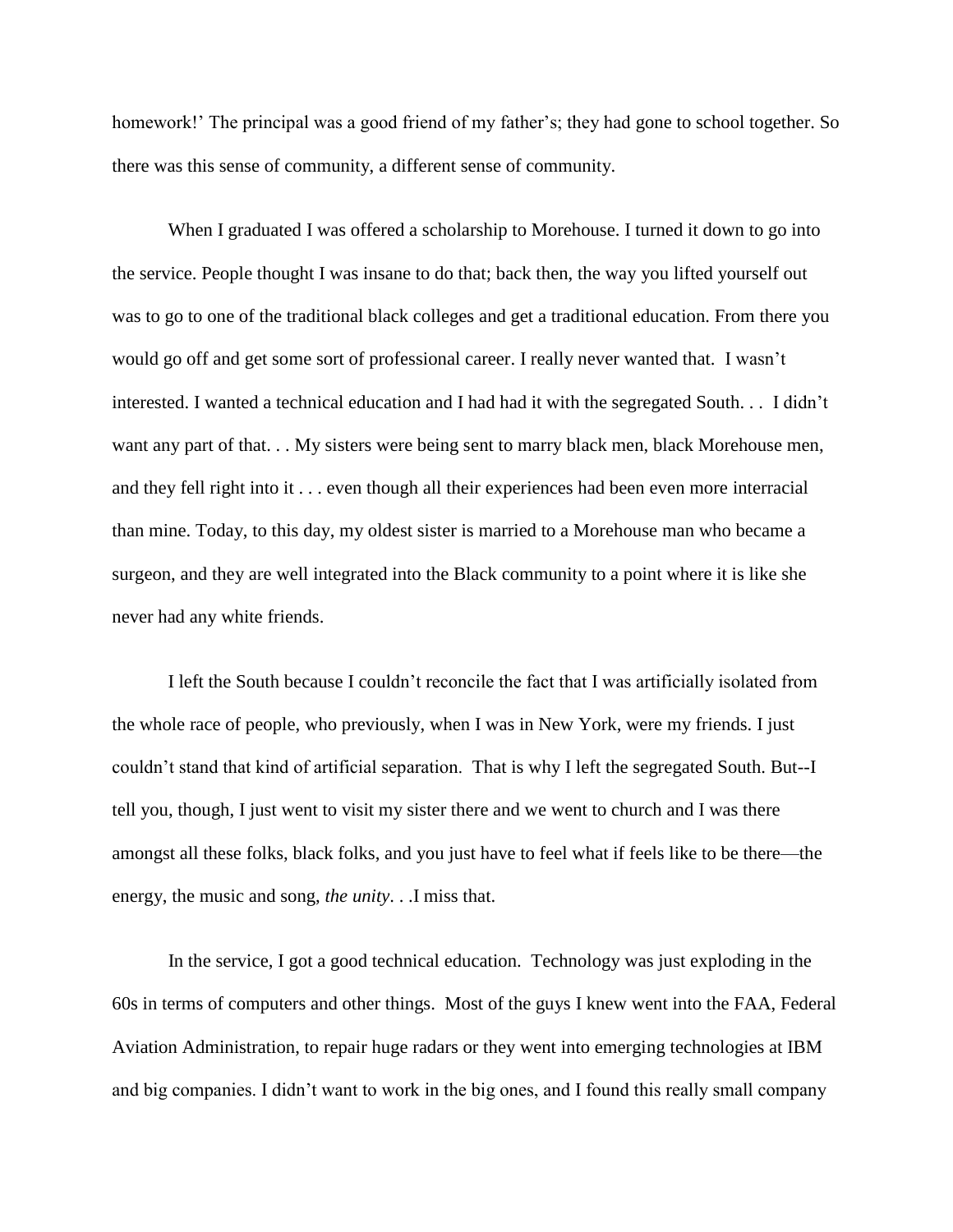homework!' The principal was a good friend of my father's; they had gone to school together. So there was this sense of community, a different sense of community.

When I graduated I was offered a scholarship to Morehouse. I turned it down to go into the service. People thought I was insane to do that; back then, the way you lifted yourself out was to go to one of the traditional black colleges and get a traditional education. From there you would go off and get some sort of professional career. I really never wanted that. I wasn't interested. I wanted a technical education and I had had it with the segregated South. . . I didn't want any part of that. . . My sisters were being sent to marry black men, black Morehouse men, and they fell right into it . . . even though all their experiences had been even more interracial than mine. Today, to this day, my oldest sister is married to a Morehouse man who became a surgeon, and they are well integrated into the Black community to a point where it is like she never had any white friends.

I left the South because I couldn't reconcile the fact that I was artificially isolated from the whole race of people, who previously, when I was in New York, were my friends. I just couldn't stand that kind of artificial separation. That is why I left the segregated South. But--I tell you, though, I just went to visit my sister there and we went to church and I was there amongst all these folks, black folks, and you just have to feel what if feels like to be there—the energy, the music and song, *the unity*. . .I miss that.

In the service, I got a good technical education. Technology was just exploding in the 60s in terms of computers and other things. Most of the guys I knew went into the FAA, Federal Aviation Administration, to repair huge radars or they went into emerging technologies at IBM and big companies. I didn't want to work in the big ones, and I found this really small company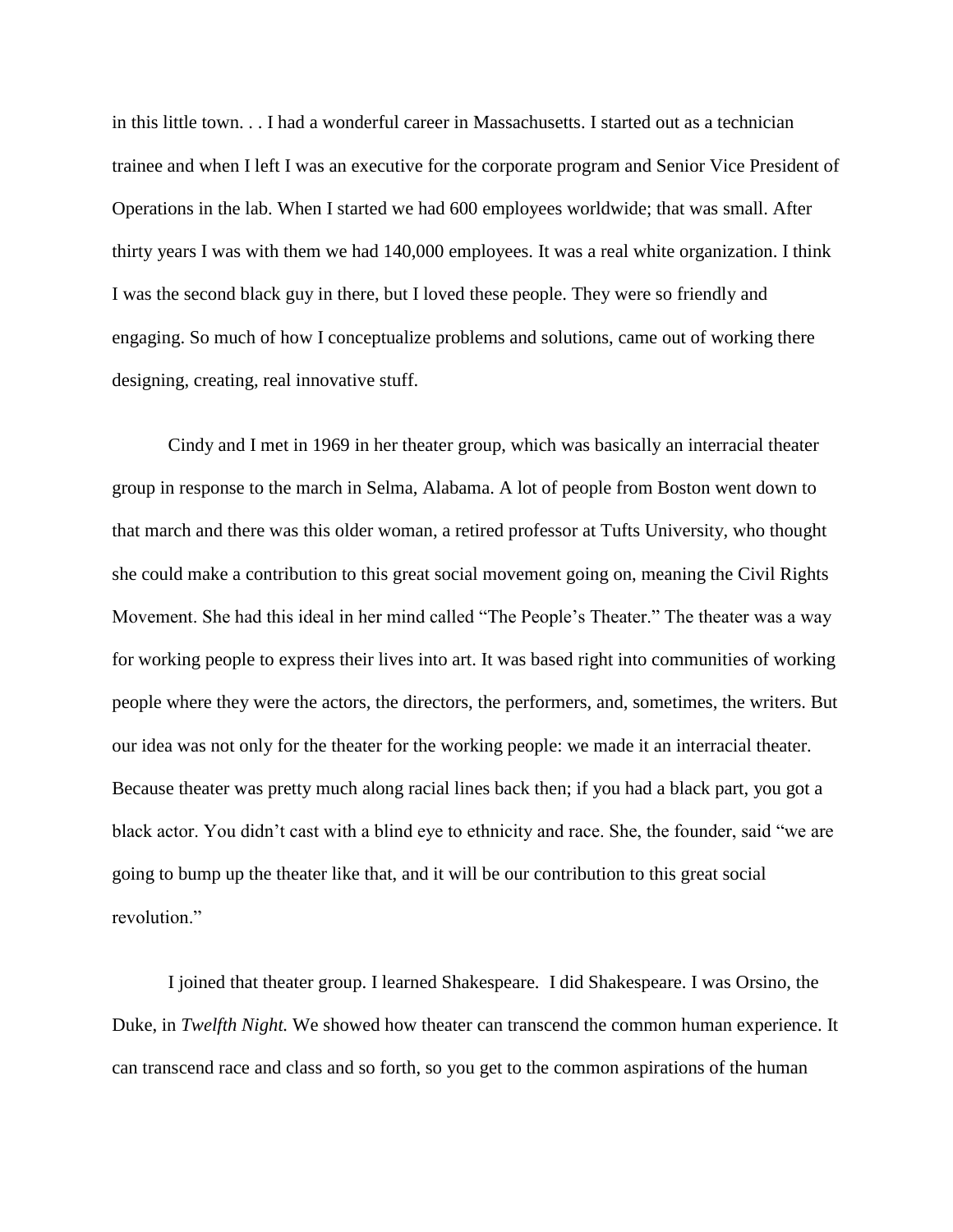in this little town. . . I had a wonderful career in Massachusetts. I started out as a technician trainee and when I left I was an executive for the corporate program and Senior Vice President of Operations in the lab. When I started we had 600 employees worldwide; that was small. After thirty years I was with them we had 140,000 employees. It was a real white organization. I think I was the second black guy in there, but I loved these people. They were so friendly and engaging. So much of how I conceptualize problems and solutions, came out of working there designing, creating, real innovative stuff.

Cindy and I met in 1969 in her theater group, which was basically an interracial theater group in response to the march in Selma, Alabama. A lot of people from Boston went down to that march and there was this older woman, a retired professor at Tufts University, who thought she could make a contribution to this great social movement going on, meaning the Civil Rights Movement. She had this ideal in her mind called "The People's Theater." The theater was a way for working people to express their lives into art. It was based right into communities of working people where they were the actors, the directors, the performers, and, sometimes, the writers. But our idea was not only for the theater for the working people: we made it an interracial theater. Because theater was pretty much along racial lines back then; if you had a black part, you got a black actor. You didn't cast with a blind eye to ethnicity and race. She, the founder, said "we are going to bump up the theater like that, and it will be our contribution to this great social revolution."

I joined that theater group. I learned Shakespeare. I did Shakespeare. I was Orsino, the Duke, in *Twelfth Night.* We showed how theater can transcend the common human experience. It can transcend race and class and so forth, so you get to the common aspirations of the human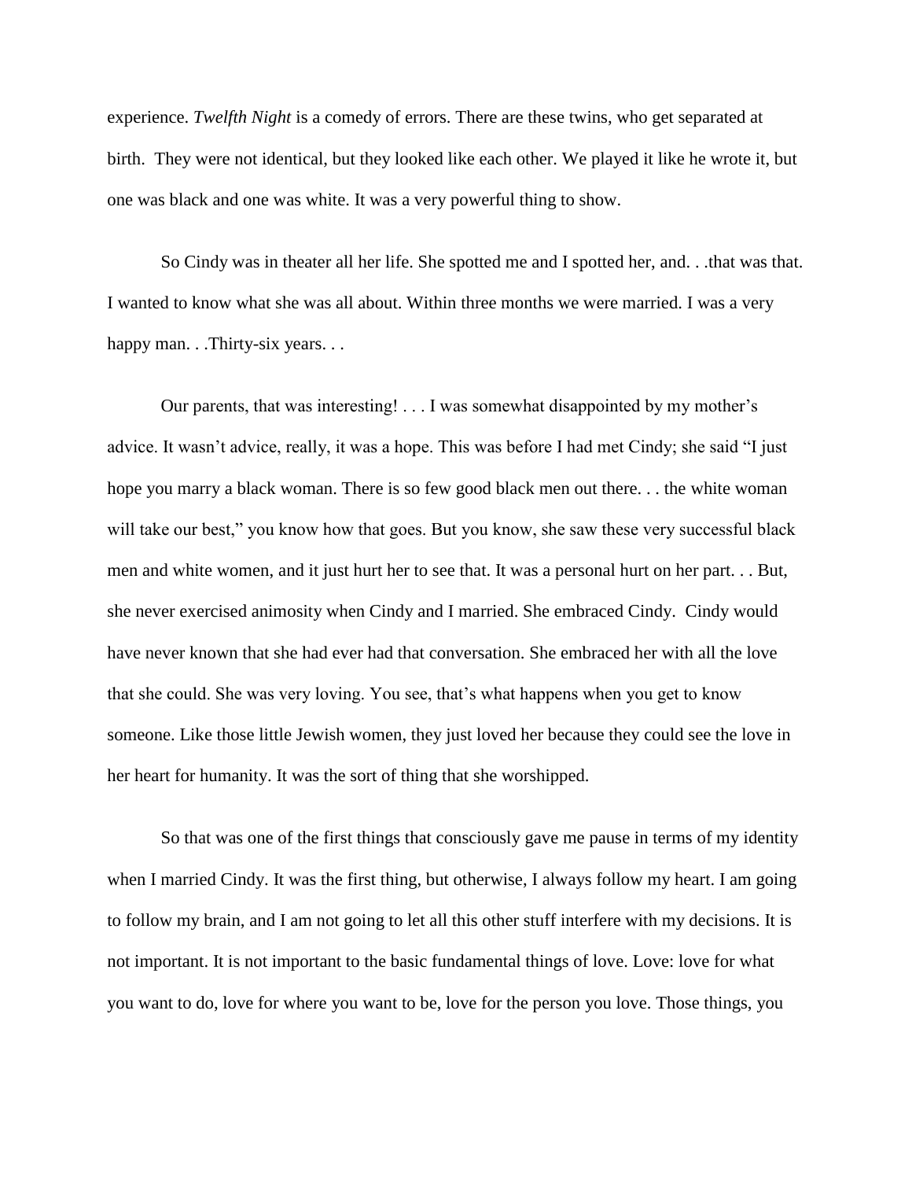experience. *Twelfth Night* is a comedy of errors. There are these twins, who get separated at birth. They were not identical, but they looked like each other. We played it like he wrote it, but one was black and one was white. It was a very powerful thing to show.

So Cindy was in theater all her life. She spotted me and I spotted her, and. . .that was that. I wanted to know what she was all about. Within three months we were married. I was a very happy man. . .Thirty-six years. . .

Our parents, that was interesting! . . . I was somewhat disappointed by my mother's advice. It wasn't advice, really, it was a hope. This was before I had met Cindy; she said "I just hope you marry a black woman. There is so few good black men out there. . . the white woman will take our best," you know how that goes. But you know, she saw these very successful black men and white women, and it just hurt her to see that. It was a personal hurt on her part. . . But, she never exercised animosity when Cindy and I married. She embraced Cindy. Cindy would have never known that she had ever had that conversation. She embraced her with all the love that she could. She was very loving. You see, that's what happens when you get to know someone. Like those little Jewish women, they just loved her because they could see the love in her heart for humanity. It was the sort of thing that she worshipped.

So that was one of the first things that consciously gave me pause in terms of my identity when I married Cindy. It was the first thing, but otherwise, I always follow my heart. I am going to follow my brain, and I am not going to let all this other stuff interfere with my decisions. It is not important. It is not important to the basic fundamental things of love. Love: love for what you want to do, love for where you want to be, love for the person you love. Those things, you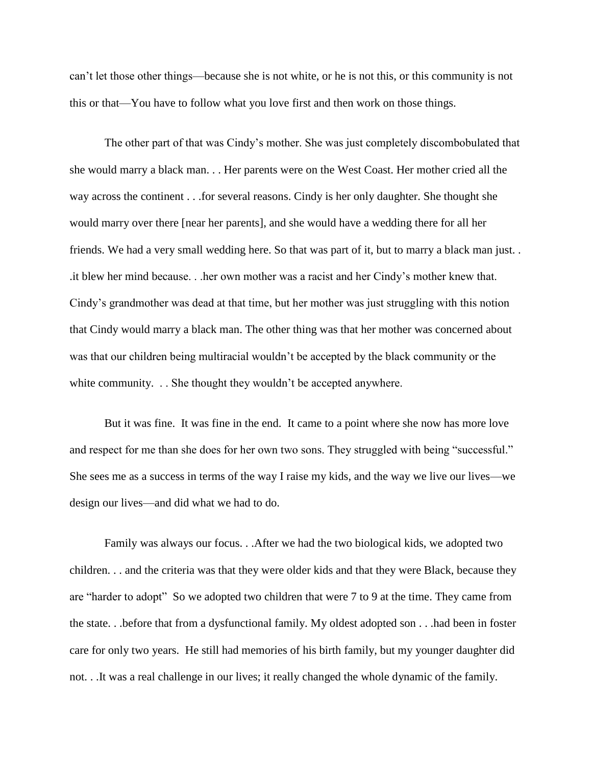can't let those other things—because she is not white, or he is not this, or this community is not this or that—You have to follow what you love first and then work on those things.

The other part of that was Cindy's mother. She was just completely discombobulated that she would marry a black man. . . Her parents were on the West Coast. Her mother cried all the way across the continent . . .for several reasons. Cindy is her only daughter. She thought she would marry over there [near her parents], and she would have a wedding there for all her friends. We had a very small wedding here. So that was part of it, but to marry a black man just. . .it blew her mind because. . .her own mother was a racist and her Cindy's mother knew that. Cindy's grandmother was dead at that time, but her mother was just struggling with this notion that Cindy would marry a black man. The other thing was that her mother was concerned about was that our children being multiracial wouldn't be accepted by the black community or the white community. . . She thought they wouldn't be accepted anywhere.

But it was fine. It was fine in the end. It came to a point where she now has more love and respect for me than she does for her own two sons. They struggled with being "successful." She sees me as a success in terms of the way I raise my kids, and the way we live our lives—we design our lives—and did what we had to do.

Family was always our focus. . .After we had the two biological kids, we adopted two children. . . and the criteria was that they were older kids and that they were Black, because they are "harder to adopt" So we adopted two children that were 7 to 9 at the time. They came from the state. . .before that from a dysfunctional family. My oldest adopted son . . .had been in foster care for only two years. He still had memories of his birth family, but my younger daughter did not. . .It was a real challenge in our lives; it really changed the whole dynamic of the family.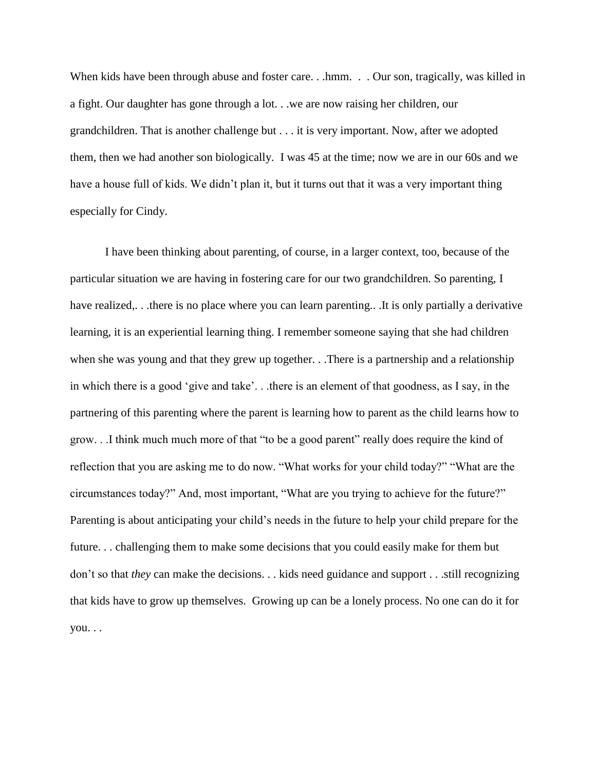When kids have been through abuse and foster care. . .hmm. . . Our son, tragically, was killed in a fight. Our daughter has gone through a lot. . .we are now raising her children, our grandchildren. That is another challenge but . . . it is very important. Now, after we adopted them, then we had another son biologically. I was 45 at the time; now we are in our 60s and we have a house full of kids. We didn't plan it, but it turns out that it was a very important thing especially for Cindy.

I have been thinking about parenting, of course, in a larger context, too, because of the particular situation we are having in fostering care for our two grandchildren. So parenting, I have realized,. . .there is no place where you can learn parenting.. .It is only partially a derivative learning, it is an experiential learning thing. I remember someone saying that she had children when she was young and that they grew up together. . .There is a partnership and a relationship in which there is a good 'give and take'. . .there is an element of that goodness, as I say, in the partnering of this parenting where the parent is learning how to parent as the child learns how to grow. . .I think much much more of that "to be a good parent" really does require the kind of reflection that you are asking me to do now. "What works for your child today?" "What are the circumstances today?" And, most important, "What are you trying to achieve for the future?" Parenting is about anticipating your child's needs in the future to help your child prepare for the future. . . challenging them to make some decisions that you could easily make for them but don't so that *they* can make the decisions. . . kids need guidance and support . . .still recognizing that kids have to grow up themselves. Growing up can be a lonely process. No one can do it for you. . .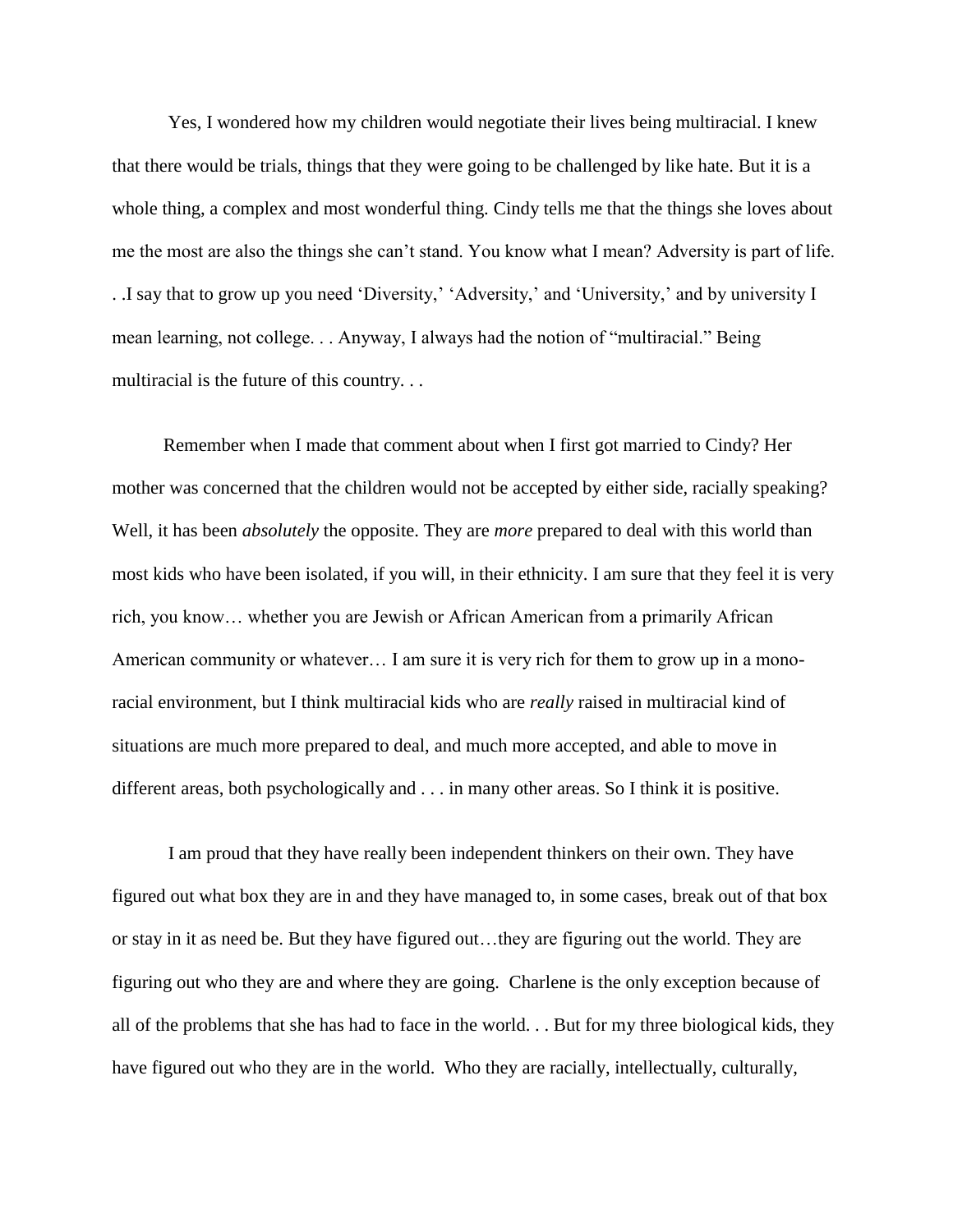Yes, I wondered how my children would negotiate their lives being multiracial. I knew that there would be trials, things that they were going to be challenged by like hate. But it is a whole thing, a complex and most wonderful thing. Cindy tells me that the things she loves about me the most are also the things she can't stand. You know what I mean? Adversity is part of life. . .I say that to grow up you need 'Diversity,' 'Adversity,' and 'University,' and by university I mean learning, not college. . . Anyway, I always had the notion of "multiracial." Being multiracial is the future of this country. . .

Remember when I made that comment about when I first got married to Cindy? Her mother was concerned that the children would not be accepted by either side, racially speaking? Well, it has been *absolutely* the opposite. They are *more* prepared to deal with this world than most kids who have been isolated, if you will, in their ethnicity. I am sure that they feel it is very rich, you know… whether you are Jewish or African American from a primarily African American community or whatever… I am sure it is very rich for them to grow up in a mono-racial environment, but I think multiracial kids who are *really* raised in multiracial kind of situations are much more prepared to deal, and much more accepted, and able to move in different areas, both psychologically and . . . in many other areas. So I think it is positive.

I am proud that they have really been independent thinkers on their own. They have figured out what box they are in and they have managed to, in some cases, break out of that box or stay in it as need be. But they have figured out…they are figuring out the world. They are figuring out who they are and where they are going. Charlene is the only exception because of all of the problems that she has had to face in the world. . . But for my three biological kids, they have figured out who they are in the world. Who they are racially, intellectually, culturally,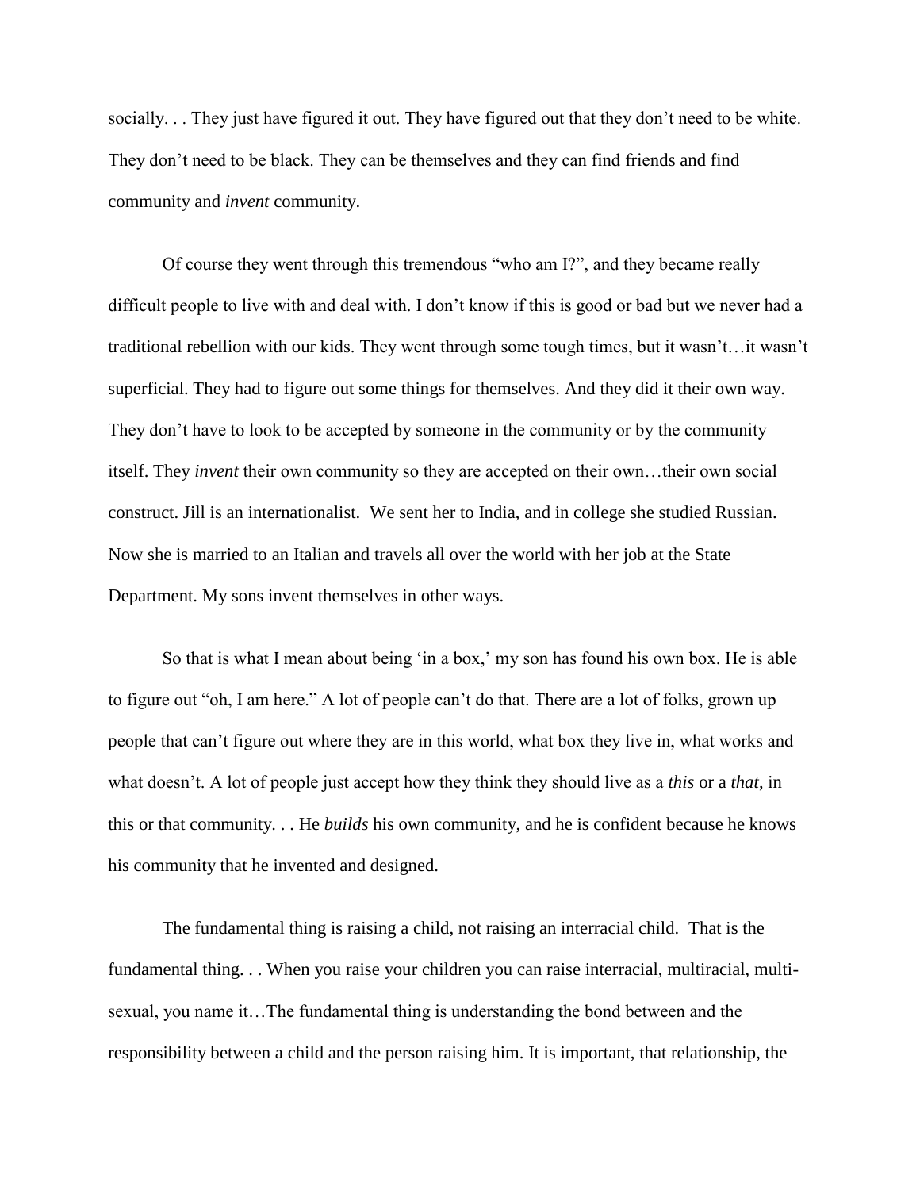socially. . . They just have figured it out. They have figured out that they don't need to be white. They don't need to be black. They can be themselves and they can find friends and find community and *invent* community.

Of course they went through this tremendous "who am I?", and they became really difficult people to live with and deal with. I don't know if this is good or bad but we never had a traditional rebellion with our kids. They went through some tough times, but it wasn't…it wasn't superficial. They had to figure out some things for themselves. And they did it their own way. They don't have to look to be accepted by someone in the community or by the community itself. They *invent* their own community so they are accepted on their own…their own social construct. Jill is an internationalist. We sent her to India, and in college she studied Russian. Now she is married to an Italian and travels all over the world with her job at the State Department. My sons invent themselves in other ways.

So that is what I mean about being 'in a box,' my son has found his own box. He is able to figure out "oh, I am here." A lot of people can't do that. There are a lot of folks, grown up people that can't figure out where they are in this world, what box they live in, what works and what doesn't. A lot of people just accept how they think they should live as a *this* or a *that*, in this or that community. . . He *builds* his own community, and he is confident because he knows his community that he invented and designed.

The fundamental thing is raising a child, not raising an interracial child. That is the fundamental thing. . . When you raise your children you can raise interracial, multiracial, multi-sexual, you name it…The fundamental thing is understanding the bond between and the responsibility between a child and the person raising him. It is important, that relationship, the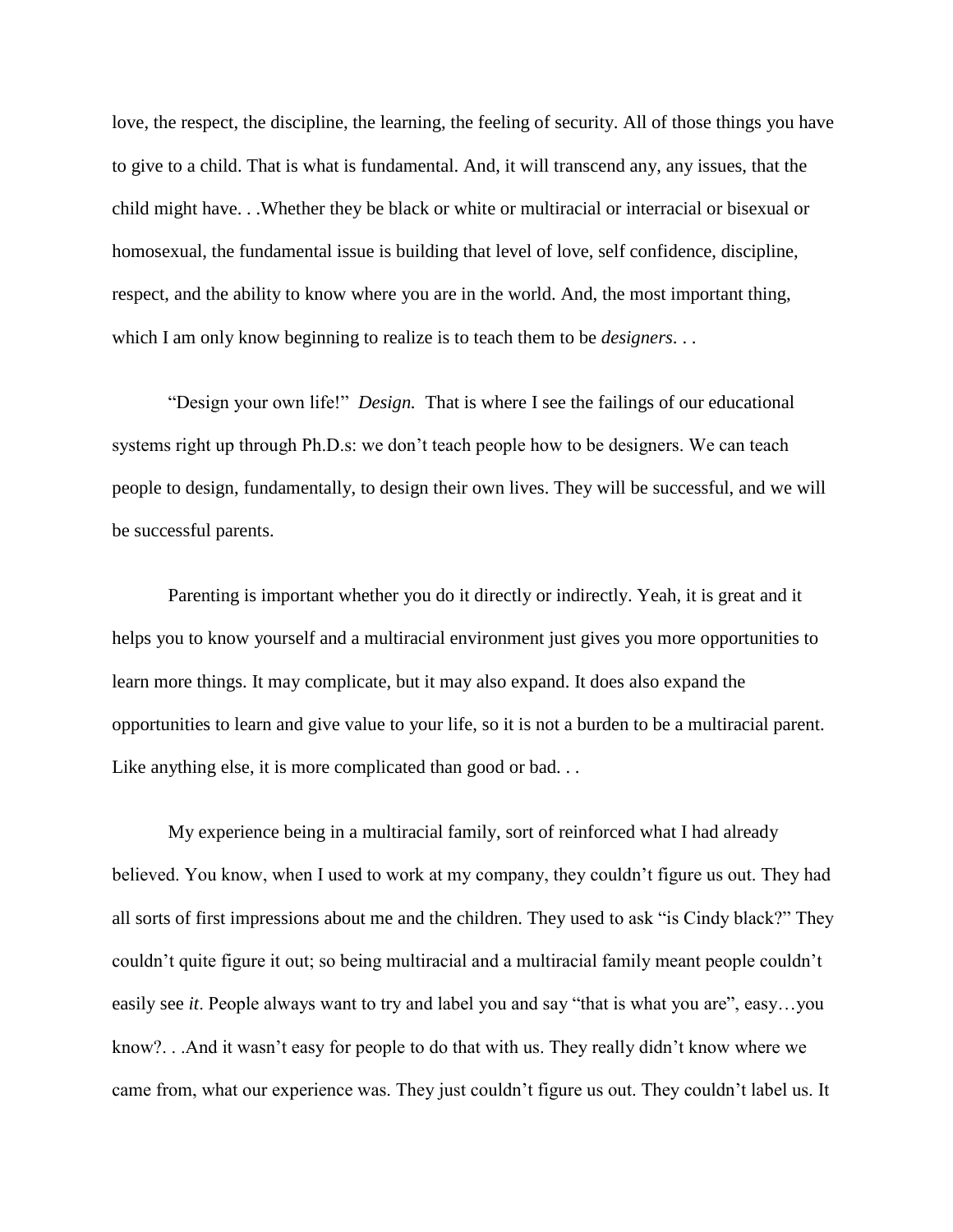love, the respect, the discipline, the learning, the feeling of security. All of those things you have to give to a child. That is what is fundamental. And, it will transcend any, any issues, that the child might have. . .Whether they be black or white or multiracial or interracial or bisexual or homosexual, the fundamental issue is building that level of love, self confidence, discipline, respect, and the ability to know where you are in the world. And, the most important thing, which I am only know beginning to realize is to teach them to be *designers*. . .

"Design your own life!" *Design.* That is where I see the failings of our educational systems right up through Ph.D.s: we don't teach people how to be designers. We can teach people to design, fundamentally, to design their own lives. They will be successful, and we will be successful parents.

Parenting is important whether you do it directly or indirectly. Yeah, it is great and it helps you to know yourself and a multiracial environment just gives you more opportunities to learn more things. It may complicate, but it may also expand. It does also expand the opportunities to learn and give value to your life, so it is not a burden to be a multiracial parent. Like anything else, it is more complicated than good or bad. . .

My experience being in a multiracial family, sort of reinforced what I had already believed. You know, when I used to work at my company, they couldn't figure us out. They had all sorts of first impressions about me and the children. They used to ask "is Cindy black?" They couldn't quite figure it out; so being multiracial and a multiracial family meant people couldn't easily see *it*. People always want to try and label you and say "that is what you are", easy…you know?. . .And it wasn't easy for people to do that with us. They really didn't know where we came from, what our experience was. They just couldn't figure us out. They couldn't label us. It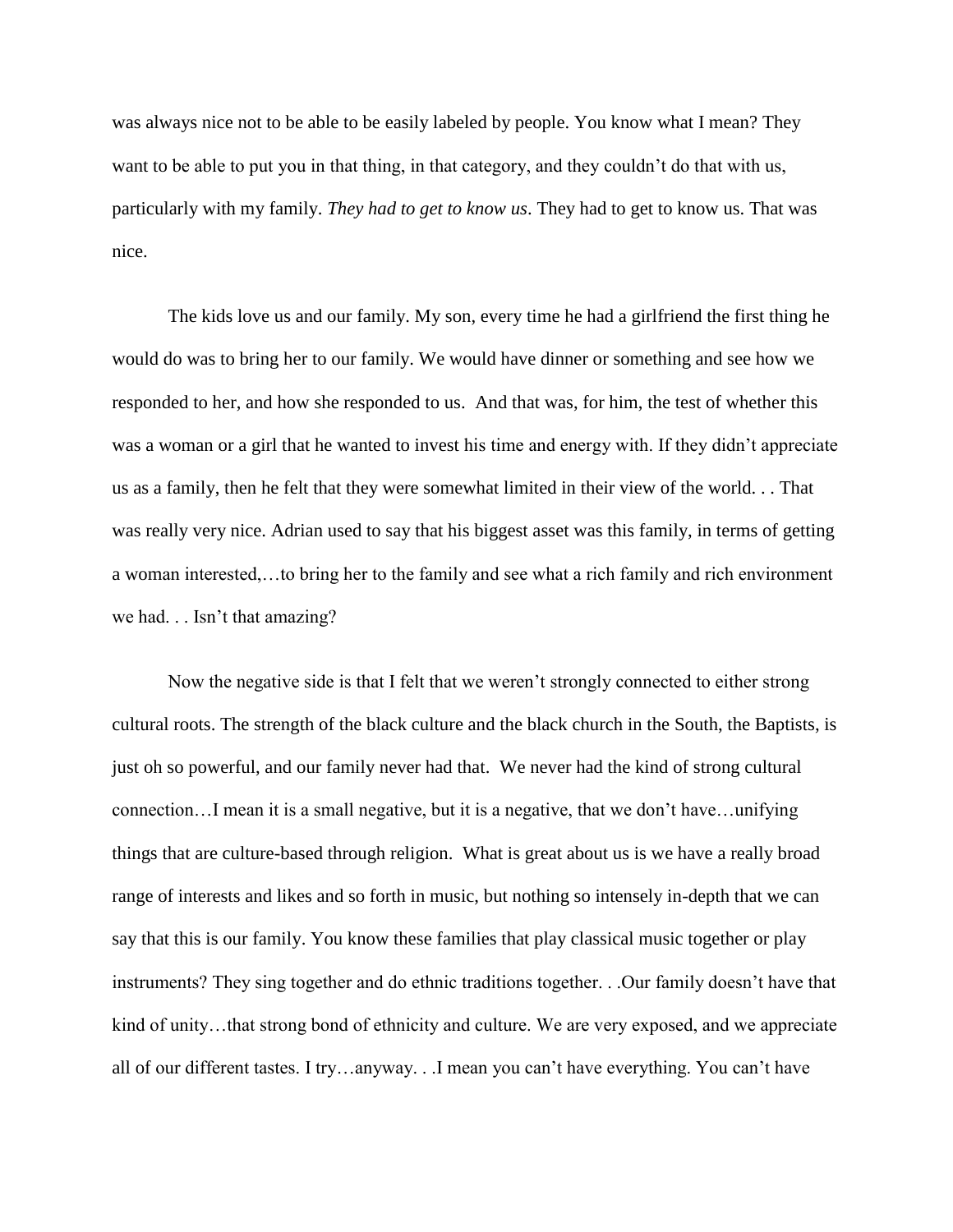was always nice not to be able to be easily labeled by people. You know what I mean? They want to be able to put you in that thing, in that category, and they couldn't do that with us, particularly with my family. *They had to get to know us*. They had to get to know us. That was nice.

The kids love us and our family. My son, every time he had a girlfriend the first thing he would do was to bring her to our family. We would have dinner or something and see how we responded to her, and how she responded to us. And that was, for him, the test of whether this was a woman or a girl that he wanted to invest his time and energy with. If they didn't appreciate us as a family, then he felt that they were somewhat limited in their view of the world. . . That was really very nice. Adrian used to say that his biggest asset was this family, in terms of getting a woman interested,…to bring her to the family and see what a rich family and rich environment we had. . . Isn't that amazing?

Now the negative side is that I felt that we weren't strongly connected to either strong cultural roots. The strength of the black culture and the black church in the South, the Baptists, is just oh so powerful, and our family never had that. We never had the kind of strong cultural connection…I mean it is a small negative, but it is a negative, that we don't have…unifying things that are culture-based through religion. What is great about us is we have a really broad range of interests and likes and so forth in music, but nothing so intensely in-depth that we can say that this is our family. You know these families that play classical music together or play instruments? They sing together and do ethnic traditions together. . .Our family doesn't have that kind of unity…that strong bond of ethnicity and culture. We are very exposed, and we appreciate all of our different tastes. I try…anyway. . .I mean you can't have everything. You can't have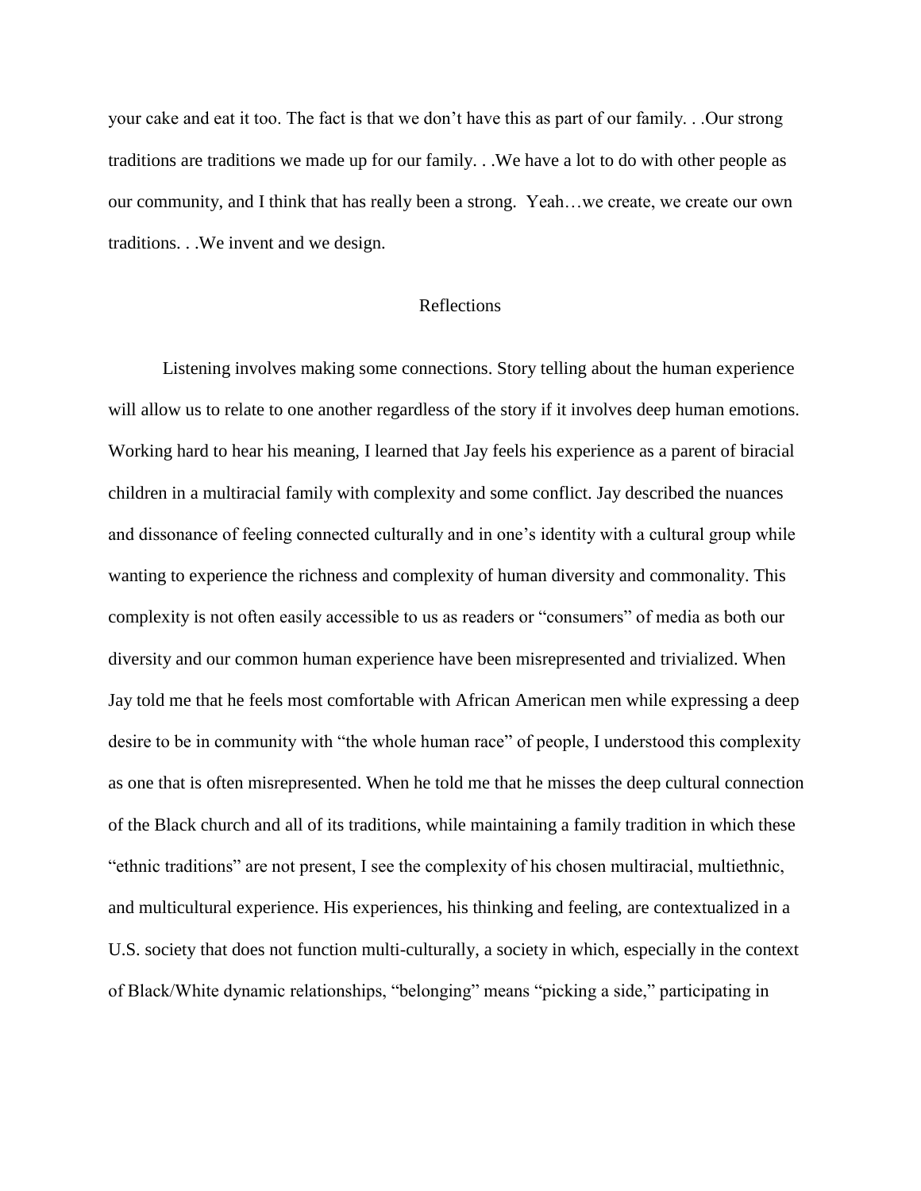your cake and eat it too. The fact is that we don't have this as part of our family. . .Our strong traditions are traditions we made up for our family. . .We have a lot to do with other people as our community, and I think that has really been a strong. Yeah…we create, we create our own traditions. . .We invent and we design.

## Reflections

Listening involves making some connections. Story telling about the human experience will allow us to relate to one another regardless of the story if it involves deep human emotions. Working hard to hear his meaning, I learned that Jay feels his experience as a parent of biracial children in a multiracial family with complexity and some conflict. Jay described the nuances and dissonance of feeling connected culturally and in one's identity with a cultural group while wanting to experience the richness and complexity of human diversity and commonality. This complexity is not often easily accessible to us as readers or "consumers" of media as both our diversity and our common human experience have been misrepresented and trivialized. When Jay told me that he feels most comfortable with African American men while expressing a deep desire to be in community with "the whole human race" of people, I understood this complexity as one that is often misrepresented. When he told me that he misses the deep cultural connection of the Black church and all of its traditions, while maintaining a family tradition in which these "ethnic traditions" are not present, I see the complexity of his chosen multiracial, multiethnic, and multicultural experience. His experiences, his thinking and feeling, are contextualized in a U.S. society that does not function multi-culturally, a society in which, especially in the context of Black/White dynamic relationships, "belonging" means "picking a side," participating in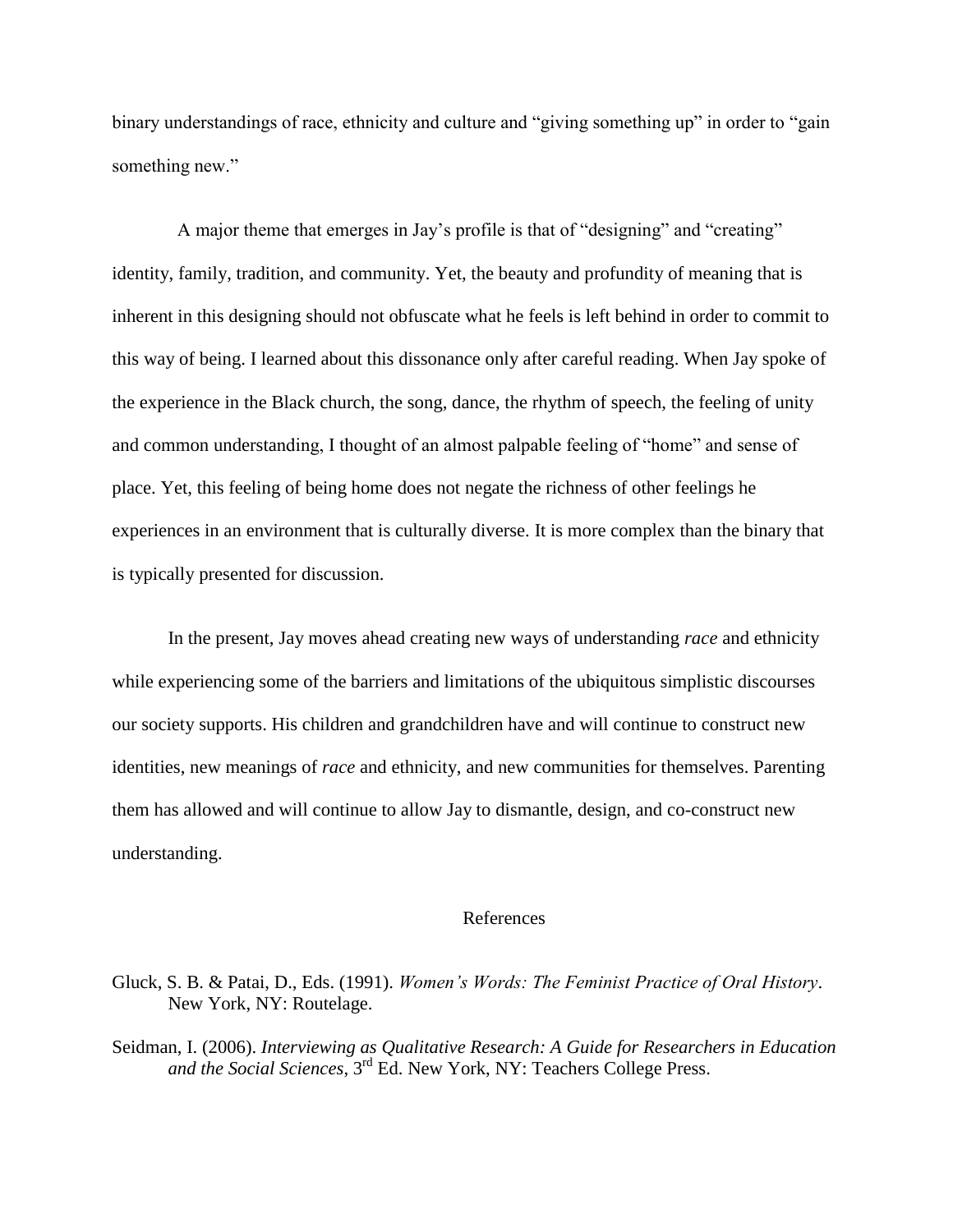binary understandings of race, ethnicity and culture and "giving something up" in order to "gain something new."

A major theme that emerges in Jay's profile is that of "designing" and "creating" identity, family, tradition, and community. Yet, the beauty and profundity of meaning that is inherent in this designing should not obfuscate what he feels is left behind in order to commit to this way of being. I learned about this dissonance only after careful reading. When Jay spoke of the experience in the Black church, the song, dance, the rhythm of speech, the feeling of unity and common understanding, I thought of an almost palpable feeling of "home" and sense of place. Yet, this feeling of being home does not negate the richness of other feelings he experiences in an environment that is culturally diverse. It is more complex than the binary that is typically presented for discussion.

In the present, Jay moves ahead creating new ways of understanding *race* and ethnicity while experiencing some of the barriers and limitations of the ubiquitous simplistic discourses our society supports. His children and grandchildren have and will continue to construct new identities, new meanings of *race* and ethnicity, and new communities for themselves. Parenting them has allowed and will continue to allow Jay to dismantle, design, and co-construct new understanding.

## References

Gluck, S. B. & Patai, D., Eds. (1991). *Women's Words: The Feminist Practice of Oral History*. New York, NY: Routelage.

Seidman, I. (2006). *Interviewing as Qualitative Research: A Guide for Researchers in Education and the Social Sciences*, 3rd Ed. New York, NY: Teachers College Press.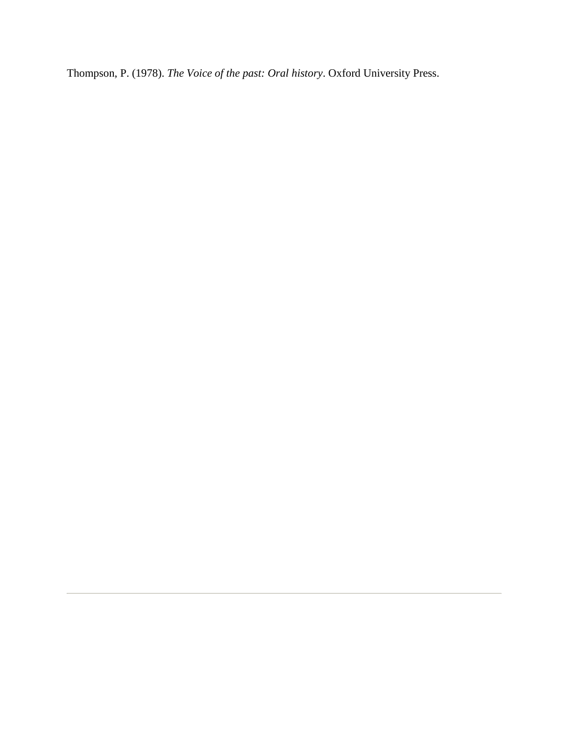Thompson, P. (1978). *The Voice of the past: Oral history*. Oxford University Press.